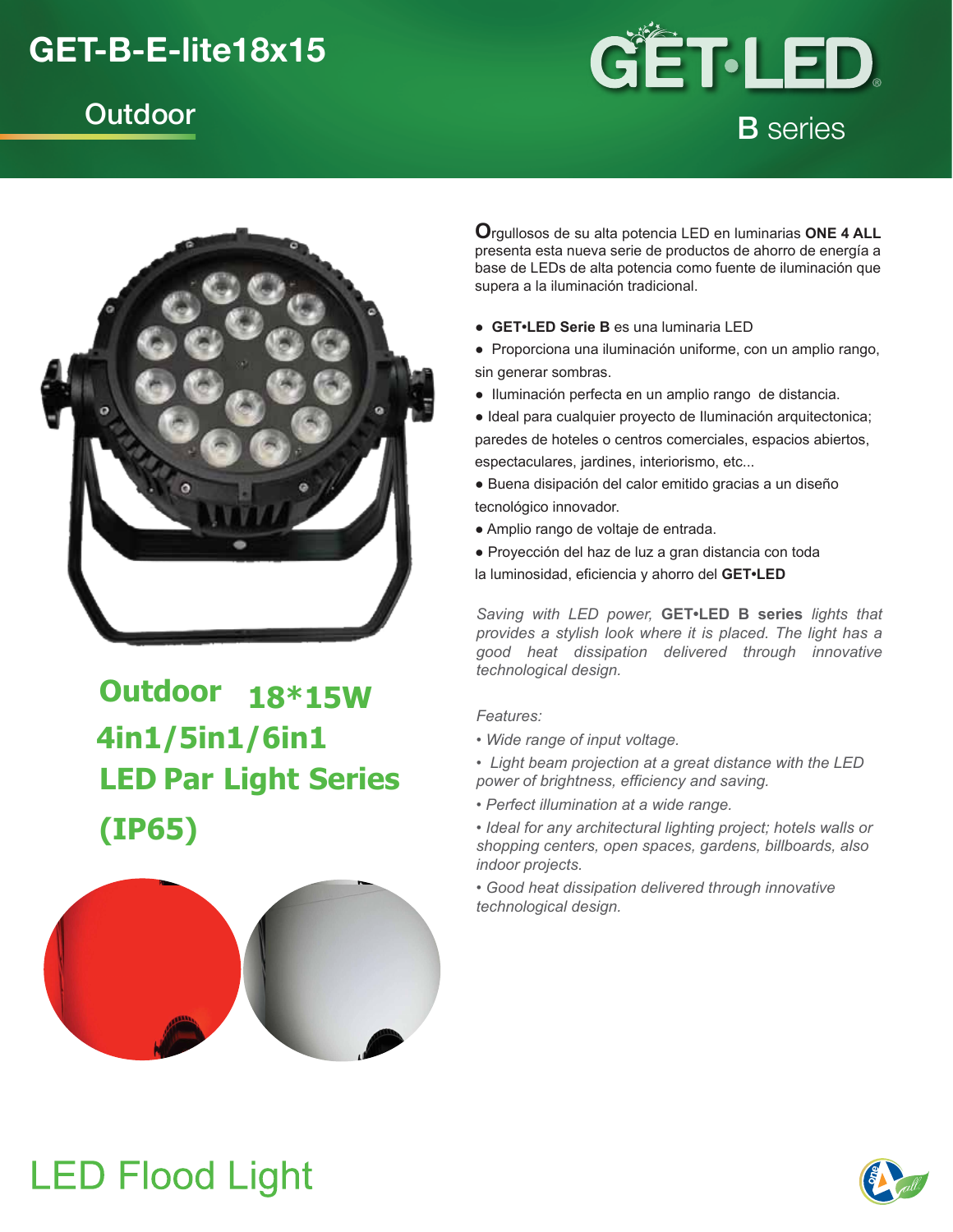# GET-B-E-lite18x15

## Outdoor

GET•LED®

B series

**O**rgullosos de su alta potencia LED en luminarias **ONE 4 ALL** presenta esta nueva serie de productos de ahorro de energía a base de LEDs de alta potencia como fuente de iluminación que supera a la iluminación tradicional.

- **GET•LED Serie B** es una luminaria LED
- Proporciona una iluminación uniforme, con un amplio rango, sin generar sombras.
- Iluminación perfecta en un amplio rango de distancia.
- Ideal para cualquier proyecto de Iluminación arquitectonica; paredes de hoteles o centros comerciales, espacios abiertos, espectaculares, jardines, interiorismo, etc...
- Buena disipación del calor emitido gracias a un diseño tecnológico innovador.
- Amplio rango de voltaje de entrada.
- Proyección del haz de luz a gran distancia con toda la luminosidad, eficiencia y ahorro del **GET•LED**

*Saving with LED power,* **GET•LED B series** *lights that provides a stylish look where it is placed. The light has a good heat dissipation delivered through innovative technological design.*

*Features:*

- *Wide range of input voltage.*
- *Light beam projection at a great distance with the LED power of brightness, efficiency and saving.*
- *Perfect illumination at a wide range.*
- *Ideal for any architectural lighting project; hotels walls or shopping centers, open spaces, gardens, billboards, also indoor projects.*
- *Good heat dissipation delivered through innovative technological design.*

## Outdoor 18*15W 4in1/5in1/6in1 LED Par Light Series (IP65)

# LED Flood Light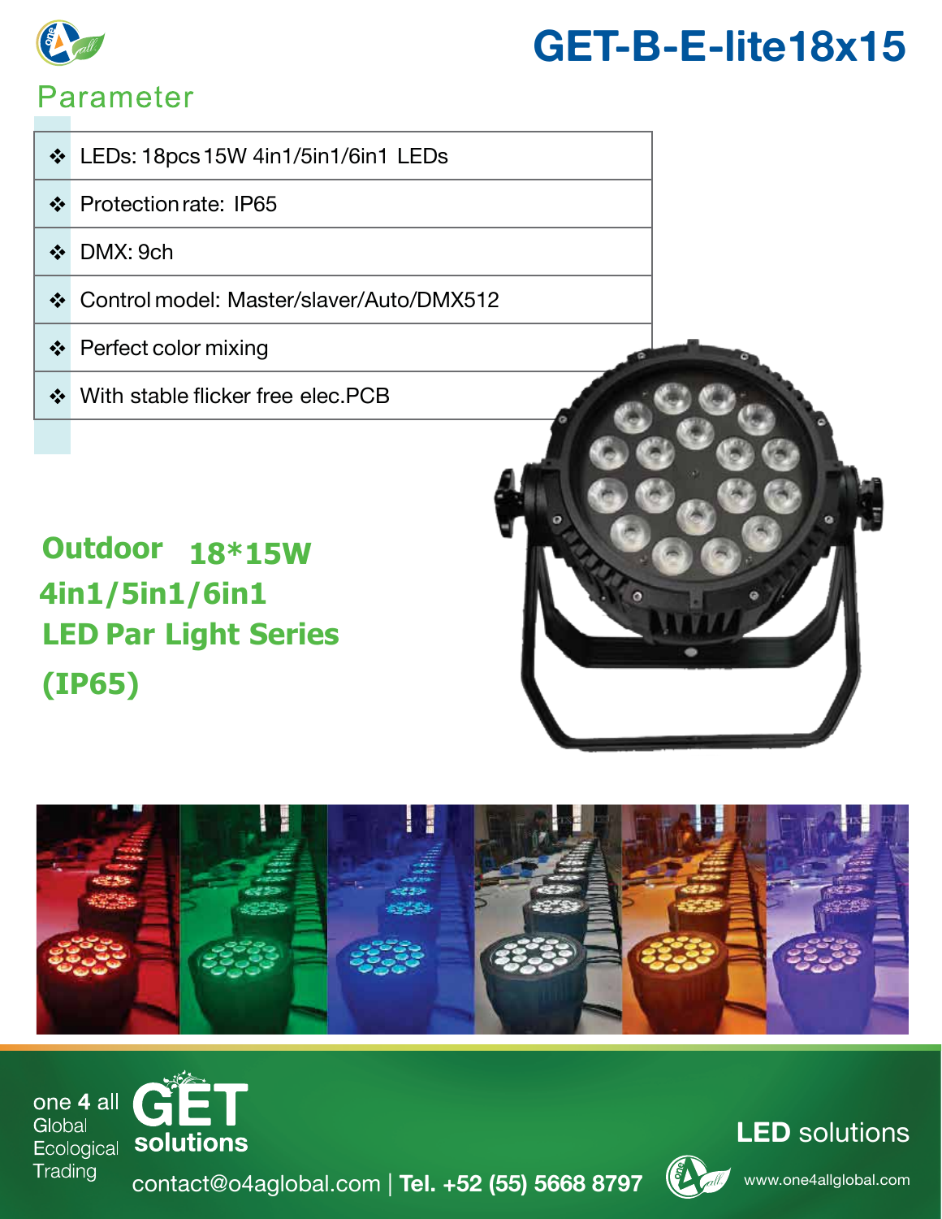# GET-B-E-lite18x15

## Parameter

- LEDs: 18pcs 15W 4in1/5in1/6in1 LEDs
- Protection rate: IP65
- DMX: 9ch
- Control model: Master/slaver/Auto/DMX512
- Perfect color mixing
- With stable flicker free elec.PCB

**Outdoor 18*15W**
**4in1/5in1/6in1**
**LED Par Light Series**
**(IP65)**

one 4 all Global Ecological Trading

GET solutions

LED solutions

contact@o4aglobal.com | Tel. +52 (55) 5668 8797

www.one4allglobal.com